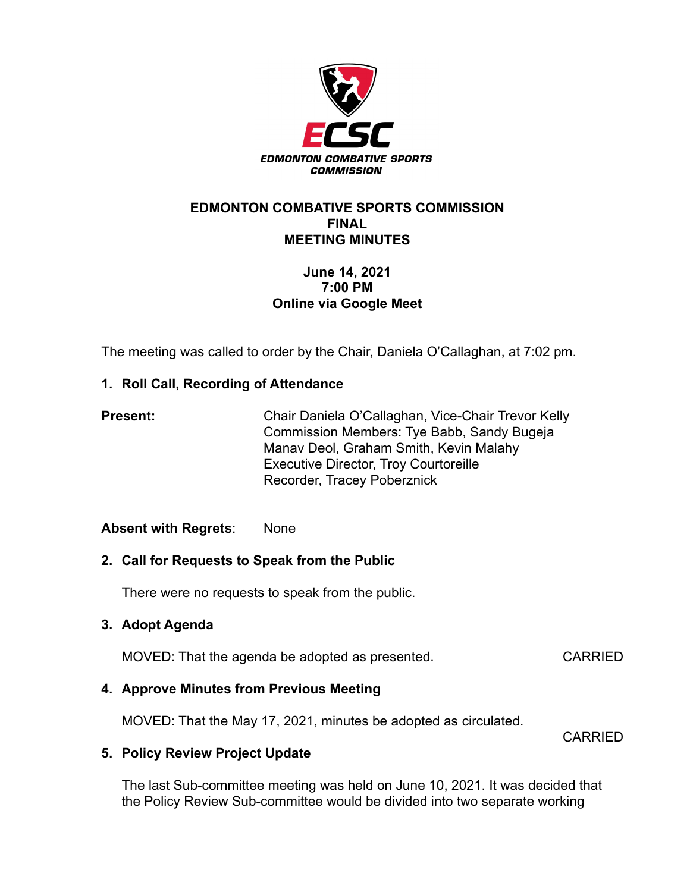ECSC

EDMONTON COMBATIVE SPORTS COMMISSION

# EDMONTON COMBATIVE SPORTS COMMISSION
# FINAL
# MEETING MINUTES

**June 14, 2021**
**7:00 PM**
**Online via Google Meet**

The meeting was called to order by the Chair, Daniela O'Callaghan, at 7:02 pm.

## 1. Roll Call, Recording of Attendance

**Present:**

Chair Daniela O'Callaghan, Vice-Chair Trevor Kelly
Commission Members: Tye Babb, Sandy Bugeja
Manav Deol, Graham Smith, Kevin Malahy
Executive Director, Troy Courtoreille
Recorder, Tracey Poberznick

**Absent with Regrets**: None

## 2. Call for Requests to Speak from the Public

There were no requests to speak from the public.

## 3. Adopt Agenda

MOVED: That the agenda be adopted as presented. CARRIED

## 4. Approve Minutes from Previous Meeting

MOVED: That the May 17, 2021, minutes be adopted as circulated.

CARRIED

## 5. Policy Review Project Update

The last Sub-committee meeting was held on June 10, 2021. It was decided that the Policy Review Sub-committee would be divided into two separate working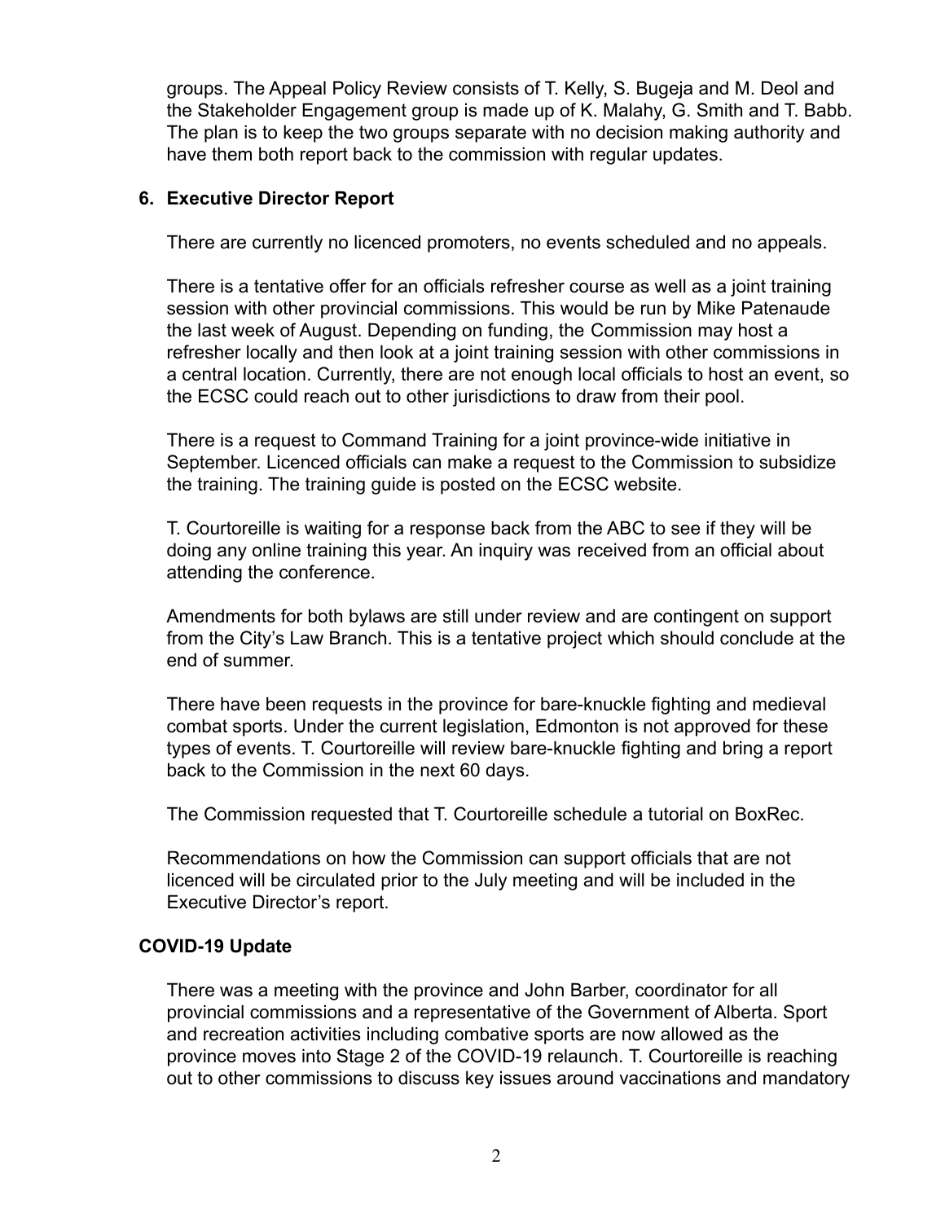groups. The Appeal Policy Review consists of T. Kelly, S. Bugeja and M. Deol and the Stakeholder Engagement group is made up of K. Malahy, G. Smith and T. Babb. The plan is to keep the two groups separate with no decision making authority and have them both report back to the commission with regular updates.

## 6. Executive Director Report

There are currently no licenced promoters, no events scheduled and no appeals.

There is a tentative offer for an officials refresher course as well as a joint training session with other provincial commissions. This would be run by Mike Patenaude the last week of August. Depending on funding, the Commission may host a refresher locally and then look at a joint training session with other commissions in a central location. Currently, there are not enough local officials to host an event, so the ECSC could reach out to other jurisdictions to draw from their pool.

There is a request to Command Training for a joint province-wide initiative in September. Licenced officials can make a request to the Commission to subsidize the training. The training guide is posted on the ECSC website.

T. Courtoreille is waiting for a response back from the ABC to see if they will be doing any online training this year. An inquiry was received from an official about attending the conference.

Amendments for both bylaws are still under review and are contingent on support from the City's Law Branch. This is a tentative project which should conclude at the end of summer.

There have been requests in the province for bare-knuckle fighting and medieval combat sports. Under the current legislation, Edmonton is not approved for these types of events. T. Courtoreille will review bare-knuckle fighting and bring a report back to the Commission in the next 60 days.

The Commission requested that T. Courtoreille schedule a tutorial on BoxRec.

Recommendations on how the Commission can support officials that are not licenced will be circulated prior to the July meeting and will be included in the Executive Director's report.

## COVID-19 Update

There was a meeting with the province and John Barber, coordinator for all provincial commissions and a representative of the Government of Alberta. Sport and recreation activities including combative sports are now allowed as the province moves into Stage 2 of the COVID-19 relaunch. T. Courtoreille is reaching out to other commissions to discuss key issues around vaccinations and mandatory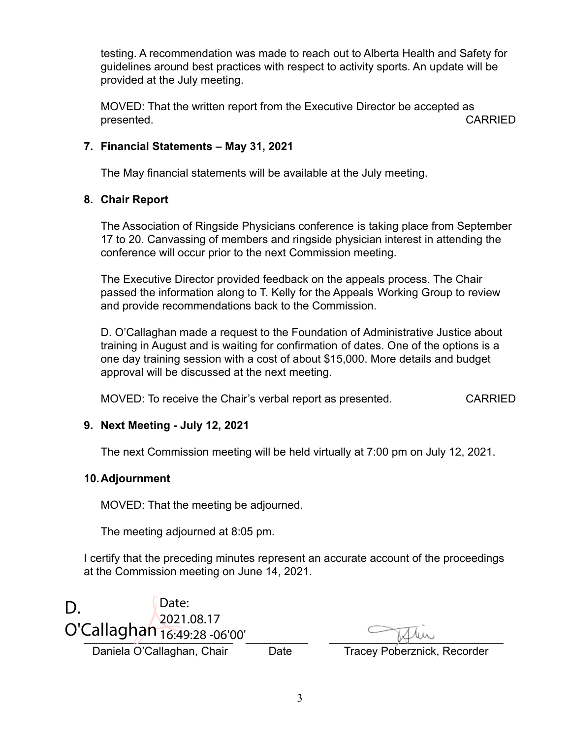testing. A recommendation was made to reach out to Alberta Health and Safety for guidelines around best practices with respect to activity sports. An update will be provided at the July meeting.

MOVED: That the written report from the Executive Director be accepted as presented. CARRIED

**7. Financial Statements – May 31, 2021**

The May financial statements will be available at the July meeting.

**8. Chair Report**

The Association of Ringside Physicians conference is taking place from September 17 to 20. Canvassing of members and ringside physician interest in attending the conference will occur prior to the next Commission meeting.

The Executive Director provided feedback on the appeals process. The Chair passed the information along to T. Kelly for the Appeals Working Group to review and provide recommendations back to the Commission.

D. O'Callaghan made a request to the Foundation of Administrative Justice about training in August and is waiting for confirmation of dates. One of the options is a one day training session with a cost of about $15,000. More details and budget approval will be discussed at the next meeting.

MOVED: To receive the Chair's verbal report as presented. CARRIED

**9. Next Meeting - July 12, 2021**

The next Commission meeting will be held virtually at 7:00 pm on July 12, 2021.

**10. Adjournment**

MOVED: That the meeting be adjourned.

The meeting adjourned at 8:05 pm.

I certify that the preceding minutes represent an accurate account of the proceedings at the Commission meeting on June 14, 2021.

D. O'Callaghan Date: 2021.08.17 16:49:28 -06'00'

Daniela O'Callaghan, Chair Date Tracey Poberznick, Recorder